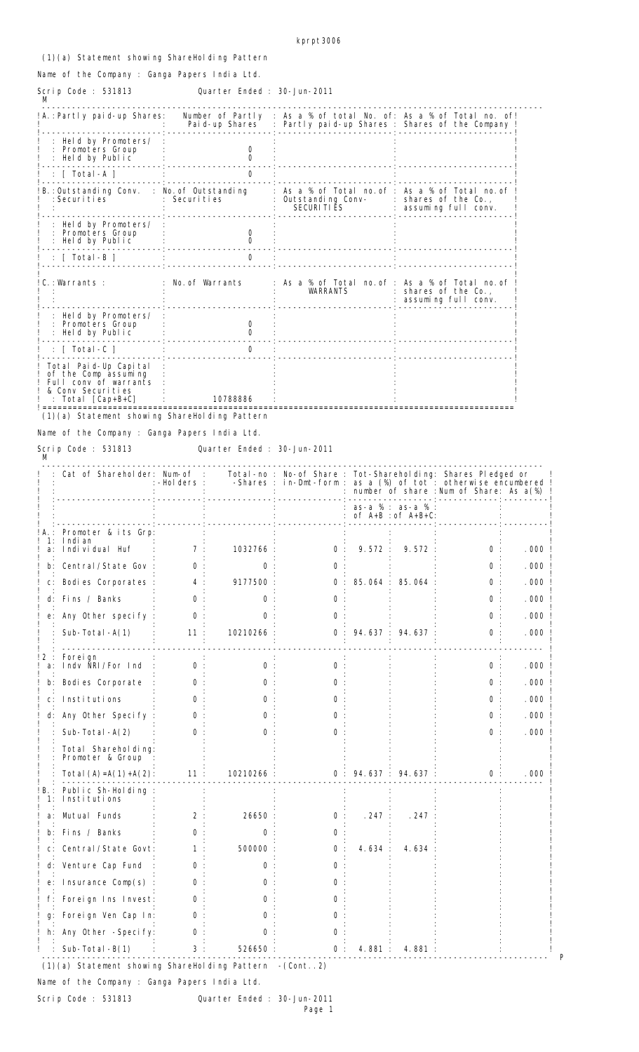kprpt3006

(1)(a) Statement showing ShareHolding Pattern

Name of the Company : Ganga Papers India Ltd.

Scrip Code : 531813 Quarter Ended : 30-Jun-2011

M

| A.: Partly paid-up Shares: | Number of Partly Paid-up Shares | As a % of total No. of: Partly paid-up Shares | As a % of Total no. of Shares of the Company |
|---|---|---|---|
| : Held by Promoters/ : Promoters Group | 0 | | |
| : Held by Public | 0 | | |
| : [ Total-A ] | 0 | | |

| B.: Outstanding Conv. :Securities | No.of Outstanding : Securities | As a % of Total no.of : Outstanding Conv- SECURITIES | As a % of Total no.of shares of the Co., assuming full conv. |
|---|---|---|---|
| : Held by Promoters/ : Promoters Group | 0 | | |
| : Held by Public | 0 | | |
| : [ Total-B ] | 0 | | |

| C.: Warrants : | No. of Warrants | As a % of Total no.of WARRANTS | As a % of Total no.of shares of the Co., assuming full conv. |
|---|---|---|---|
| : Held by Promoters/ : Promoters Group | 0 | | |
| : Held by Public | 0 | | |
| : [ Total-C ] | 0 | | |
| Total Paid-Up Capital of the Comp assuming Full conv of warrants & Conv Securities : Total [Cap+B+C] | 10788886 | | |

(1)(a) Statement showing ShareHolding Pattern

Name of the Company : Ganga Papers India Ltd.

Scrip Code : 531813 Quarter Ended : 30-Jun-2011

M

| Cat of Shareholder | Num-of -Holders | Total-no -Shares | No-of Share in-Dmt-form | Tot-Shareholding: as a (%) of tot number of share: as-a % of A+B | as-a % of A+B+C | Shares Pledged or otherwise encumbered: Num of Share | As a(%) |
|---|---|---|---|---|---|---|---|
| A.: Promoter & its Grp: | | | | | | | |
| 1: Indian | | | | | | | |
| a: Individual Huf | 7 | 1032766 | 0 | 9.572 | 9.572 | 0 | .000 |
| b: Central/State Gov | 0 | 0 | 0 | | | 0 | .000 |
| c: Bodies Corporates | 4 | 9177500 | 0 | 85.064 | 85.064 | 0 | .000 |
| d: Fins / Banks | 0 | 0 | 0 | | | 0 | .000 |
| e: Any Other specify | 0 | 0 | 0 | | | 0 | .000 |
| Sub-Total-A(1) | 11 | 10210266 | 0 | 94.637 | 94.637 | 0 | .000 |
| 2 : Foreign | | | | | | | |
| a: Indv NRI/For Ind | 0 | 0 | 0 | | | 0 | .000 |
| b: Bodies Corporate | 0 | 0 | 0 | | | 0 | .000 |
| c: Institutions | 0 | 0 | 0 | | | 0 | .000 |
| d: Any Other Specify | 0 | 0 | 0 | | | 0 | .000 |
| Sub-Total-A(2) | 0 | 0 | 0 | | | 0 | .000 |
| Total Shareholding: Promoter & Group | | | | | | | |
| Total(A)=A(1)+A(2) | 11 | 10210266 | 0 | 94.637 | 94.637 | 0 | .000 |
| B.: Public Sh-Holding : | | | | | | | |
| 1: Institutions | | | | | | | |
| a: Mutual Funds | 2 | 26650 | 0 | .247 | .247 | | |
| b: Fins / Banks | 0 | 0 | 0 | | | | |
| c: Central/State Govt | 1 | 500000 | 0 | 4.634 | 4.634 | | |
| d: Venture Cap Fund | 0 | 0 | 0 | | | | |
| e: Insurance Comp(s) | 0 | 0 | 0 | | | | |
| f: Foreign Ins Invest | 0 | 0 | 0 | | | | |
| g: Foreign Ven Cap In | 0 | 0 | 0 | | | | |
| h: Any Other -Specify | 0 | 0 | 0 | | | | |
| Sub-Total-B(1) | 3 | 526650 | 0 | 4.881 | 4.881 | | |

P

(1)(a) Statement showing ShareHolding Pattern -(Cont..2)

Name of the Company : Ganga Papers India Ltd.

Scrip Code : 531813 Quarter Ended : 30-Jun-2011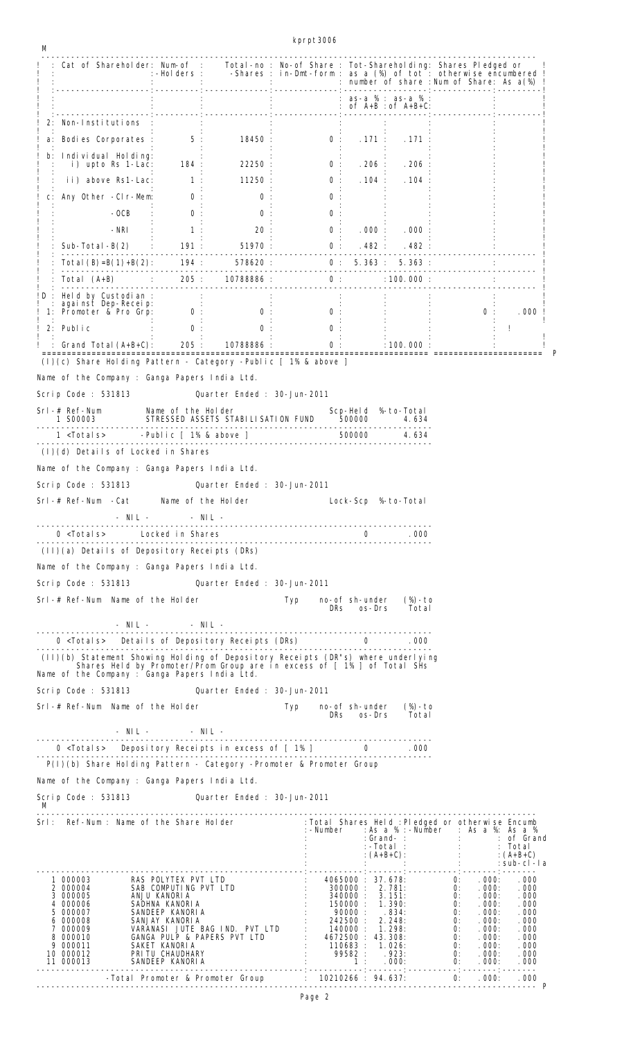| | Cat of Shareholder | Num-of -Holders | Total-no -Shares | No-of Share in-Dmt-form | Tot-Shareholding: as a (%) of tot number of share as-a % of A+B | as-a % of A+B+C | Shares Pledged or otherwise encumbered Num of Share | As a(%) |
|---|---|---|---|---|---|---|---|---|
| 2: | Non-Institutions | | | | | | | |
| a: | Bodies Corporates | 5 | 18450 | 0 | .171 | .171 | | |
| b: | Individual Holding: i) upto Rs 1-Lac: | 184 | 22250 | 0 | .206 | .206 | | |
| | ii) above Rs1-Lac: | 1 | 11250 | 0 | .104 | .104 | | |
| c: | Any Other -Clr-Mem: | 0 | 0 | 0 | | | | |
| | -OCB | 0 | 0 | 0 | | | | |
| | -NRI | 1 | 20 | 0 | .000 | .000 | | |
| | Sub-Total-B(2) | 191 | 51970 | 0 | .482 | .482 | | |
| | Total(B)=B(1)+B(2): | 194 | 578620 | 0 | 5.363 | 5.363 | | |
| | Total (A+B) | 205 | 10788886 | 0 | | 100.000 | | |
| D: | Held by Custodian : against Dep-Receip: | | | | | | | |
| 1: | Promoter & Pro Grp: | 0 | 0 | 0 | | | 0 | .000 |
| 2: | Public | 0 | 0 | 0 | | | | |
| | Grand Total(A+B+C): | 205 | 10788886 | 0 | | 100.000 | | |

(I)(c) Share Holding Pattern - Category -Public [ 1% & above ]

Name of the Company : Ganga Papers India Ltd.

Scrip Code : 531813 Quarter Ended : 30-Jun-2011

| Srl-# | Ref-Num | Name of the Holder | Scp-Held | %-to-Total |
|---|---|---|---|---|
| 1 | S00003 | STRESSED ASSETS STABILISATION FUND | 500000 | 4.634 |
| 1 | <Totals> | -Public [ 1% & above ] | 500000 | 4.634 |

(I)(d) Details of Locked in Shares

Name of the Company : Ganga Papers India Ltd.

Scrip Code : 531813 Quarter Ended : 30-Jun-2011

| Srl-# | Ref-Num | -Cat | Name of the Holder | Lock-Scp | %-to-Total |
|---|---|---|---|---|---|
| | - NIL - | | - NIL - | | |
| 0 | <Totals> | | Locked in Shares | 0 | .000 |

(II)(a) Details of Depository Receipts (DRs)

Name of the Company : Ganga Papers India Ltd.

Scrip Code : 531813 Quarter Ended : 30-Jun-2011

| Srl-# | Ref-Num | Name of the Holder | Typ | no-of DRs | sh-under os-Drs | (%)-to Total |
|---|---|---|---|---|---|---|
| | - NIL - | - NIL - | | | | |
| 0 | <Totals> | Details of Depository Receipts (DRs) | | | 0 | .000 |

(II)(b) Statement Showing Holding of Depository Receipts (DR's) where underlying Shares Held by Promoter/Prom Group are in excess of [ 1% ] of Total SHs

Name of the Company : Ganga Papers India Ltd.

Scrip Code : 531813 Quarter Ended : 30-Jun-2011

| Srl-# | Ref-Num | Name of the Holder | Typ | no-of DRs | sh-under os-Drs | (%)-to Total |
|---|---|---|---|---|---|---|
| | - NIL - | - NIL - | | | | |
| 0 | <Totals> | Depository Receipts in excess of [ 1% ] | | | 0 | .000 |

P(I)(b) Share Holding Pattern - Category -Promoter & Promoter Group

Name of the Company : Ganga Papers India Ltd.

Scrip Code : 531813 Quarter Ended : 30-Jun-2011

| Srl | Ref-Num | Name of the Share Holder | Total Shares Held -Number | As a % Grand-Total (A+B+C) | Pledged or otherwise Encumb -Number | As a % | As a % of Grand Total (A+B+C) sub-cl-Ia |
|---|---|---|---|---|---|---|---|
| 1 | 000003 | RAS POLYTEX PVT LTD | 4065000 | 37.678 | 0 | .000 | .000 |
| 2 | 000004 | SAB COMPUTING PVT LTD | 300000 | 2.781 | 0 | .000 | .000 |
| 3 | 000005 | ANJU KANORIA | 340000 | 3.151 | 0 | .000 | .000 |
| 4 | 000006 | SADHNA KANORIA | 150000 | 1.390 | 0 | .000 | .000 |
| 5 | 000007 | SANDEEP KANORIA | 90000 | .834 | 0 | .000 | .000 |
| 6 | 000008 | SANJAY KANORIA | 242500 | 2.248 | 0 | .000 | .000 |
| 7 | 000009 | VARANASI JUTE BAG IND. PVT LTD | 140000 | 1.298 | 0 | .000 | .000 |
| 8 | 000010 | GANGA PULP & PAPERS PVT LTD | 4672500 | 43.308 | 0 | .000 | .000 |
| 9 | 000011 | SAKET KANORIA | 110683 | 1.026 | 0 | .000 | .000 |
| 10 | 000012 | PRITU CHAUDHARY | 99582 | .923 | 0 | .000 | .000 |
| 11 | 000013 | SANDEEP KANORIA | 1 | .000 | 0 | .000 | .000 |
| | | -Total Promoter & Promoter Group | 10210266 | 94.637 | 0 | .000 | .000 |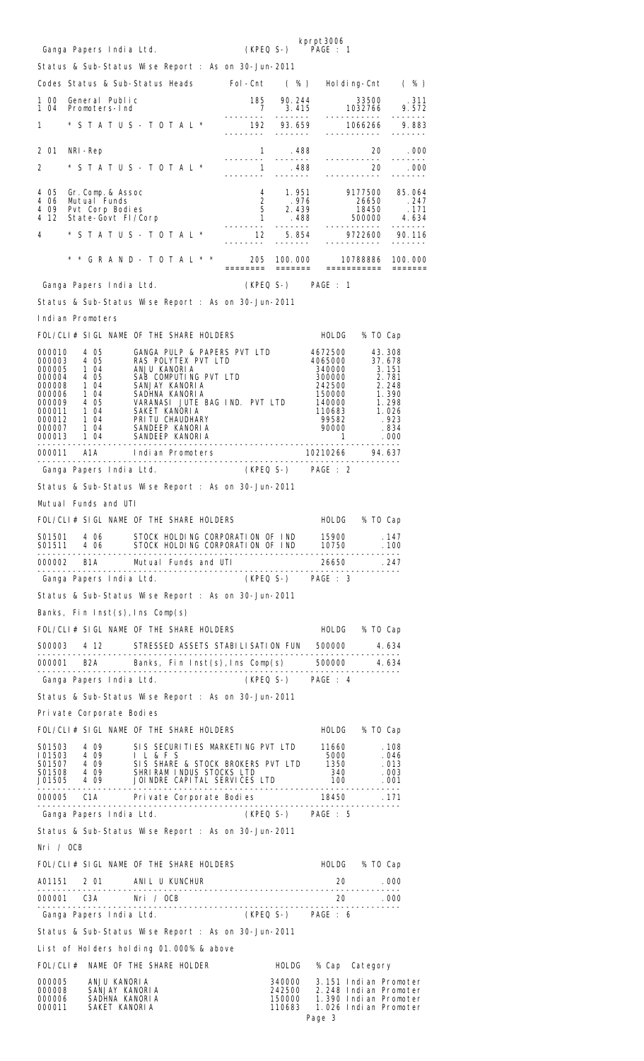kprpt3006

Ganga Papers India Ltd. (KPEQ S-) PAGE : 1

Status & Sub-Status Wise Report : As on 30-Jun-2011

| Codes | Status & Sub-Status Heads | Fol-Cnt | ( % ) | Holding-Cnt | ( % ) |
|---|---|---|---|---|---|
| 1 00 | General Public | 185 | 90.244 | 33500 | .311 |
| 1 04 | Promoters-Ind | 7 | 3.415 | 1032766 | 9.572 |
| 1 | * S T A T U S - T O T A L * | 192 | 93.659 | 1066266 | 9.883 |
| 2 01 | NRI-Rep | 1 | .488 | 20 | .000 |
| 2 | * S T A T U S - T O T A L * | 1 | .488 | 20 | .000 |
| 4 05 | Gr.Comp.& Assoc | 4 | 1.951 | 9177500 | 85.064 |
| 4 06 | Mutual Funds | 2 | .976 | 26650 | .247 |
| 4 09 | Pvt Corp Bodies | 5 | 2.439 | 18450 | .171 |
| 4 12 | State-Govt FI/Corp | 1 | .488 | 500000 | 4.634 |
| 4 | * S T A T U S - T O T A L * | 12 | 5.854 | 9722600 | 90.116 |
| | * * G R A N D - T O T A L * * | 205 | 100.000 | 10788886 | 100.000 |

Ganga Papers India Ltd. (KPEQ S-) PAGE : 1

Status & Sub-Status Wise Report : As on 30-Jun-2011

Indian Promoters

| FOL/CLI# | SIGL | NAME OF THE SHARE HOLDERS | HOLDG | % TO Cap |
|---|---|---|---|---|
| 000010 | 4 05 | GANGA PULP & PAPERS PVT LTD | 4672500 | 43.308 |
| 000003 | 4 05 | RAS POLYTEX PVT LTD | 4065000 | 37.678 |
| 000005 | 1 04 | ANJU KANORIA | 340000 | 3.151 |
| 000004 | 4 05 | SAB COMPUTING PVT LTD | 300000 | 2.781 |
| 000008 | 1 04 | SANJAY KANORIA | 242500 | 2.248 |
| 000006 | 1 04 | SADHNA KANORIA | 150000 | 1.390 |
| 000009 | 4 05 | VARANASI JUTE BAG IND. PVT LTD | 140000 | 1.298 |
| 000011 | 1 04 | SAKET KANORIA | 110683 | 1.026 |
| 000012 | 1 04 | PRITU CHAUDHARY | 99582 | .923 |
| 000007 | 1 04 | SANDEEP KANORIA | 90000 | .834 |
| 000013 | 1 04 | SANDEEP KANORIA | 1 | .000 |
| 000011 | A1A | Indian Promoters | 10210266 | 94.637 |

Ganga Papers India Ltd. (KPEQ S-) PAGE : 2

Status & Sub-Status Wise Report : As on 30-Jun-2011

Mutual Funds and UTI

| FOL/CLI# | SIGL | NAME OF THE SHARE HOLDERS | HOLDG | % TO Cap |
|---|---|---|---|---|
| S01501 | 4 06 | STOCK HOLDING CORPORATION OF IND | 15900 | .147 |
| S01511 | 4 06 | STOCK HOLDING CORPORATION OF IND | 10750 | .100 |
| 000002 | B1A | Mutual Funds and UTI | 26650 | .247 |

Ganga Papers India Ltd. (KPEQ S-) PAGE : 3

Status & Sub-Status Wise Report : As on 30-Jun-2011

Banks, Fin Inst(s),Ins Comp(s)

| FOL/CLI# | SIGL | NAME OF THE SHARE HOLDERS | HOLDG | % TO Cap |
|---|---|---|---|---|
| S00003 | 4 12 | STRESSED ASSETS STABILISATION FUN | 500000 | 4.634 |
| 000001 | B2A | Banks, Fin Inst(s),Ins Comp(s) | 500000 | 4.634 |

Ganga Papers India Ltd. (KPEQ S-) PAGE : 4

Status & Sub-Status Wise Report : As on 30-Jun-2011

Private Corporate Bodies

| FOL/CLI# | SIGL | NAME OF THE SHARE HOLDERS | HOLDG | % TO Cap |
|---|---|---|---|---|
| S01503 | 4 09 | SIS SECURITIES MARKETING PVT LTD | 11660 | .108 |
| I01503 | 4 09 | I L & F S | 5000 | .046 |
| S01507 | 4 09 | SIS SHARE & STOCK BROKERS PVT LTD | 1350 | .013 |
| S01508 | 4 09 | SHRIRAM INDUS STOCKS LTD | 340 | .003 |
| J01505 | 4 09 | JOINDRE CAPITAL SERVICES LTD | 100 | .001 |
| 000005 | C1A | Private Corporate Bodies | 18450 | .171 |

Ganga Papers India Ltd. (KPEQ S-) PAGE : 5

Status & Sub-Status Wise Report : As on 30-Jun-2011

Nri / OCB

| FOL/CLI# | SIGL | NAME OF THE SHARE HOLDERS | HOLDG | % TO Cap |
|---|---|---|---|---|
| A01151 | 2 01 | ANIL U KUNCHUR | 20 | .000 |
| 000001 | C3A | Nri / OCB | 20 | .000 |

Ganga Papers India Ltd. (KPEQ S-) PAGE : 6

Status & Sub-Status Wise Report : As on 30-Jun-2011

List of Holders holding 01.000% & above

| FOL/CLI# | NAME OF THE SHARE HOLDER | HOLDG | % Cap | Category |
|---|---|---|---|---|
| 000005 | ANJU KANORIA | 340000 | 3.151 | Indian Promoter |
| 000008 | SANJAY KANORIA | 242500 | 2.248 | Indian Promoter |
| 000006 | SADHNA KANORIA | 150000 | 1.390 | Indian Promoter |
| 000011 | SAKET KANORIA | 110683 | 1.026 | Indian Promoter |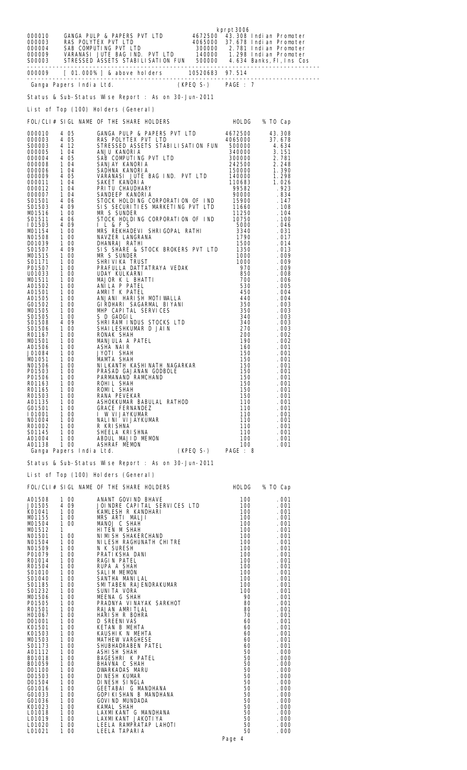kprpt3006

| | | | | |
|---|---|---|---|---|
| 000010 | GANGA PULP & PAPERS PVT LTD | 4672500 | 43.308 | Indian Promoter |
| 000003 | RAS POLYTEX PVT LTD | 4065000 | 37.678 | Indian Promoter |
| 000004 | SAB COMPUTING PVT LTD | 300000 | 2.781 | Indian Promoter |
| 000009 | VARANASI JUTE BAG IND. PVT LTD | 140000 | 1.298 | Indian Promoter |
| S00003 | STRESSED ASSETS STABILISATION FUN | 500000 | 4.634 | Banks,FI,Ins Cos |

000009 [ 01.000% ] & above holders 10520683 97.514

Ganga Papers India Ltd. (KPEQ S-) PAGE : 7

Status & Sub-Status Wise Report : As on 30-Jun-2011

List of Top (100) Holders (General)

| FOL/CLI# | SIGL | NAME OF THE SHARE HOLDERS | HOLDG | % TO Cap |
|---|---|---|---|---|
| 000010 | 4 05 | GANGA PULP & PAPERS PVT LTD | 4672500 | 43.308 |
| 000003 | 4 05 | RAS POLYTEX PVT LTD | 4065000 | 37.678 |
| S00003 | 4 12 | STRESSED ASSETS STABILISATION FUN | 500000 | 4.634 |
| 000005 | 1 04 | ANJU KANORIA | 340000 | 3.151 |
| 000004 | 4 05 | SAB COMPUTING PVT LTD | 300000 | 2.781 |
| 000008 | 1 04 | SANJAY KANORIA | 242500 | 2.248 |
| 000006 | 1 04 | SADHNA KANORIA | 150000 | 1.390 |
| 000009 | 4 05 | VARANASI JUTE BAG IND. PVT LTD | 140000 | 1.298 |
| 000011 | 1 04 | SAKET KANORIA | 110683 | 1.026 |
| 000012 | 1 04 | PRITU CHAUDHARY | 99582 | .923 |
| 000007 | 1 04 | SANDEEP KANORIA | 90000 | .834 |
| S01501 | 4 06 | STOCK HOLDING CORPORATION OF IND | 15900 | .147 |
| S01503 | 4 09 | SIS SECURITIES MARKETING PVT LTD | 11660 | .108 |
| M01516 | 1 00 | MR S SUNDER | 11250 | .104 |
| S01511 | 4 06 | STOCK HOLDING CORPORATION OF IND | 10750 | .100 |
| I01503 | 4 09 | I L & F S | 5000 | .046 |
| M01154 | 1 00 | MRS REKHADEVI SHRIGOPAL RATHI | 3340 | .031 |
| N01508 | 1 00 | NAVZER LANGRANA | 1790 | .017 |
| D01039 | 1 00 | DHANRAJ RATHI | 1500 | .014 |
| S01507 | 4 09 | SIS SHARE & STOCK BROKERS PVT LTD | 1350 | .013 |
| M01515 | 1 00 | MR S SUNDER | 1000 | .009 |
| S01171 | 1 00 | SHRIVIKA TRUST | 1000 | .009 |
| P01507 | 1 00 | PRAFULLA DATTATRAYA VEDAK | 970 | .009 |
| U01033 | 1 00 | UDAY KULKARNI | 850 | .008 |
| M01511 | 1 00 | MAJOR K L BHATTI | 700 | .006 |
| A01502 | 1 00 | ANILA P PATEL | 530 | .005 |
| A01501 | 1 00 | AMRIT K PATEL | 450 | .004 |
| A01505 | 1 00 | ANJANI HARISH MOTIWALLA | 440 | .004 |
| G01502 | 1 00 | GIRDHARI SAGARMAL BIYANI | 350 | .003 |
| M01505 | 1 00 | MHP CAPITAL SERVICES | 350 | .003 |
| S01505 | 1 00 | S D GADGIL | 340 | .003 |
| S01508 | 4 09 | SHRIRAM INDUS STOCKS LTD | 340 | .003 |
| S01506 | 1 00 | SHAILESHKUMAR D JAIN | 270 | .003 |
| R01167 | 1 00 | RONAK SHAH | 200 | .002 |
| M01501 | 1 00 | MANJULA A PATEL | 190 | .002 |
| A01506 | 1 00 | ASHA NAIR | 160 | .001 |
| J01084 | 1 00 | JYOTI SHAH | 150 | .001 |
| M01051 | 1 00 | MAMTA SHAH | 150 | .001 |
| N01506 | 1 00 | NILKANTH KASHINATH NAGARKAR | 150 | .001 |
| P01503 | 1 00 | PRASAD GAJANAN GODBOLE | 150 | .001 |
| P01506 | 1 00 | PARMANAND RAMCHAND | 150 | .001 |
| R01163 | 1 00 | ROHIL SHAH | 150 | .001 |
| R01165 | 1 00 | ROMIL SHAH | 150 | .001 |
| R01503 | 1 00 | RANA PEVEKAR | 150 | .001 |
| A01135 | 1 00 | ASHOKKUMAR BABULAL RATHOD | 110 | .001 |
| G01501 | 1 00 | GRACE FERNANDEZ | 110 | .001 |
| I01001 | 1 00 | I W VIJAYKUMAR | 110 | .001 |
| N01004 | 1 00 | NALINI VIJAYKUMAR | 110 | .001 |
| R01002 | 1 00 | R KRISHNA | 110 | .001 |
| S01145 | 1 00 | SHEELA KRISHNA | 110 | .001 |
| A01004 | 1 00 | ABDUL MAJID MEMON | 100 | .001 |
| A01138 | 1 00 | ASHRAF MEMON | 100 | .001 |

Ganga Papers India Ltd. (KPEQ S-) PAGE : 8

Status & Sub-Status Wise Report : As on 30-Jun-2011

List of Top (100) Holders (General)

| FOL/CLI# | SIGL | NAME OF THE SHARE HOLDERS | HOLDG | % TO Cap |
|---|---|---|---|---|
| A01508 | 1 00 | ANANT GOVIND BHAVE | 100 | .001 |
| J01505 | 4 09 | JOINDRE CAPITAL SERVICES LTD | 100 | .001 |
| K01041 | 1 00 | KAMLESH R KANDHARI | 100 | .001 |
| M01155 | 1 00 | MRS ARTI MALJI | 100 | .001 |
| M01504 | 1 00 | MANOJ C SHAH | 100 | .001 |
| M01512 | 1 | HITEN M SHAH | 100 | .001 |
| N01501 | 1 00 | NIMISH SHAKERCHAND | 100 | .001 |
| N01504 | 1 00 | NILESH RAGHUNATH CHITRE | 100 | .001 |
| N01509 | 1 00 | N K SURESH | 100 | .001 |
| P01079 | 1 00 | PRATIKSHA DANI | 100 | .001 |
| R01014 | 1 00 | RAGIN PATEL | 100 | .001 |
| R01504 | 1 00 | RUPA A SHAH | 100 | .001 |
| S01010 | 1 00 | SALIM MEMON | 100 | .001 |
| S01040 | 1 00 | SANTHA MANILAL | 100 | .001 |
| S01185 | 1 00 | SMITABEN RAJENDRAKUMAR | 100 | .001 |
| S01232 | 1 00 | SUNITA VORA | 100 | .001 |
| M01506 | 1 00 | MEENA G SHAH | 90 | .001 |
| P01505 | 1 00 | PRADNYA VINAYAK SARKHOT | 80 | .001 |
| R01501 | 1 00 | RAJAN AMRITLAL | 80 | .001 |
| H01067 | 1 00 | HARISH R BOHRA | 70 | .001 |
| D01001 | 1 00 | D SREENIVAS | 60 | .001 |
| K01501 | 1 00 | KETAN B MEHTA | 60 | .001 |
| K01503 | 1 00 | KAUSHIK N MEHTA | 60 | .001 |
| M01503 | 1 00 | MATHEW VARGHESE | 60 | .001 |
| S01173 | 1 00 | SHUBHADRABEN PATEL | 60 | .001 |
| A01112 | 1 00 | ASHISH SHAH | 50 | .000 |
| B01018 | 1 00 | BAGESHRI K PATEL | 50 | .000 |
| B01059 | 1 00 | BHAVNA C SHAH | 50 | .000 |
| D01100 | 1 00 | DWARKADAS MARU | 50 | .000 |
| D01503 | 1 00 | DINESH KUMAR | 50 | .000 |
| D01504 | 1 00 | DINESH SINGLA | 50 | .000 |
| G01016 | 1 00 | GEETABAI G MANDHANA | 50 | .000 |
| G01033 | 1 00 | GOPIKISHAN B MANDHANA | 50 | .000 |
| G01036 | 1 00 | GOVIND MUNDADA | 50 | .000 |
| K01023 | 1 00 | KAMAL SHAH | 50 | .000 |
| L01018 | 1 00 | LAXMIKANT G MANDHANA | 50 | .000 |
| L01019 | 1 00 | LAXMIKANT JAKOTIYA | 50 | .000 |
| L01020 | 1 00 | LEELA RAMPRATAP LAHOTI | 50 | .000 |
| L01021 | 1 00 | LEELA TAPARIA | 50 | .000 |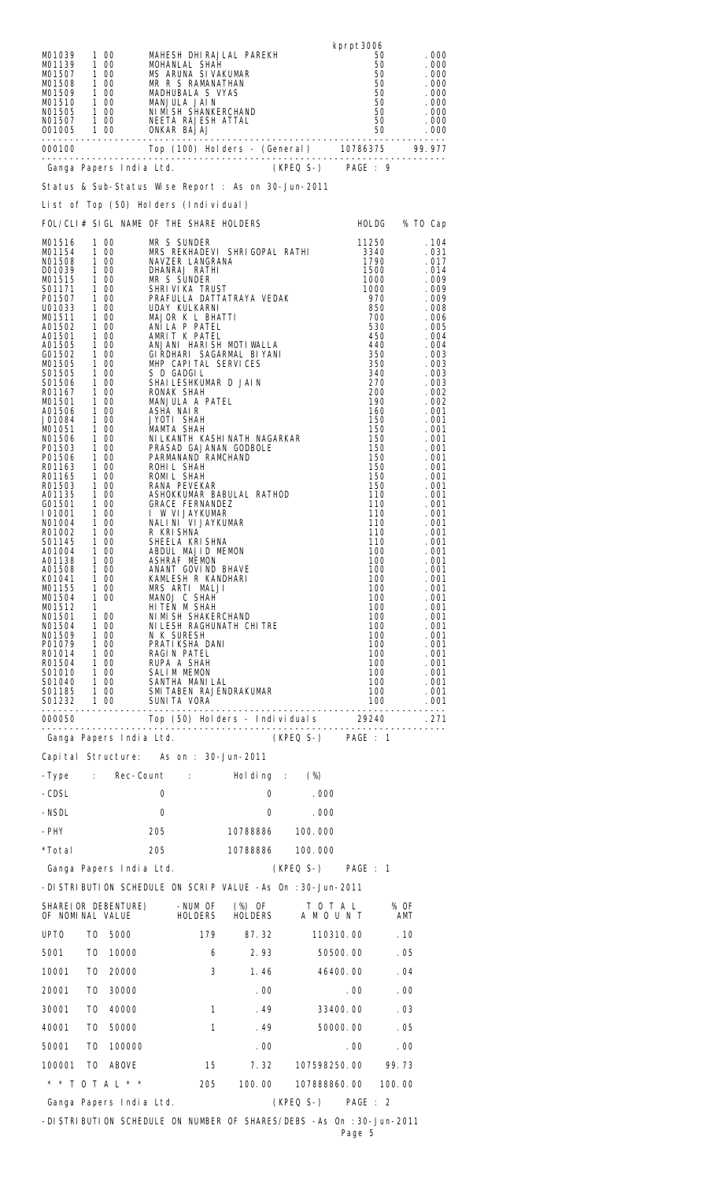kprpt3006

| | | | | |
|---|---|---|---|---|
| M01039 | 1 00 | MAHESH DHIRAJLAL PAREKH | 50 | .000 |
| M01139 | 1 00 | MOHANLAL SHAH | 50 | .000 |
| M01507 | 1 00 | MS ARUNA SIVAKUMAR | 50 | .000 |
| M01508 | 1 00 | MR R S RAMANATHAN | 50 | .000 |
| M01509 | 1 00 | MADHUBALA S VYAS | 50 | .000 |
| M01510 | 1 00 | MANJULA JAIN | 50 | .000 |
| N01505 | 1 00 | NIMISH SHANKERCHAND | 50 | .000 |
| N01507 | 1 00 | NEETA RAJESH ATTAL | 50 | .000 |
| O01005 | 1 00 | ONKAR BAJAJ | 50 | .000 |
| 000100 | | Top (100) Holders - (General) | 10786375 | 99.977 |

Ganga Papers India Ltd. (KPEQ S-) PAGE : 9

Status & Sub-Status Wise Report : As on 30-Jun-2011

List of Top (50) Holders (Individual)

| FOL/CLI# | SIGL | NAME OF THE SHARE HOLDERS | HOLDG | % TO Cap |
|---|---|---|---|---|
| M01516 | 1 00 | MR S SUNDER | 11250 | .104 |
| M01154 | 1 00 | MRS REKHADEVI SHRIGOPAL RATHI | 3340 | .031 |
| N01508 | 1 00 | NAVZER LANGRANA | 1790 | .017 |
| D01039 | 1 00 | DHANRAJ RATHI | 1500 | .014 |
| M01515 | 1 00 | MR S SUNDER | 1000 | .009 |
| S01171 | 1 00 | SHRIVIKA TRUST | 1000 | .009 |
| P01507 | 1 00 | PRAFULLA DATTATRAYA VEDAK | 970 | .009 |
| U01033 | 1 00 | UDAY KULKARNI | 850 | .008 |
| M01511 | 1 00 | MAJOR K L BHATTI | 700 | .006 |
| A01502 | 1 00 | ANILA P PATEL | 530 | .005 |
| A01501 | 1 00 | AMRIT K PATEL | 450 | .004 |
| A01505 | 1 00 | ANJANI HARISH MOTIWALLA | 440 | .004 |
| G01502 | 1 00 | GIRDHARI SAGARMAL BIYANI | 350 | .003 |
| M01505 | 1 00 | MHP CAPITAL SERVICES | 350 | .003 |
| S01505 | 1 00 | S D GADGIL | 340 | .003 |
| S01506 | 1 00 | SHAILESHKUMAR D JAIN | 270 | .003 |
| R01167 | 1 00 | RONAK SHAH | 200 | .002 |
| M01501 | 1 00 | MANJULA A PATEL | 190 | .002 |
| A01506 | 1 00 | ASHA NAIR | 160 | .001 |
| J01084 | 1 00 | JYOTI SHAH | 150 | .001 |
| M01051 | 1 00 | MAMTA SHAH | 150 | .001 |
| N01506 | 1 00 | NILKANTH KASHINATH NAGARKAR | 150 | .001 |
| P01503 | 1 00 | PRASAD GAJANAN GODBOLE | 150 | .001 |
| P01506 | 1 00 | PARMANAND RAMCHAND | 150 | .001 |
| R01163 | 1 00 | ROHIL SHAH | 150 | .001 |
| R01165 | 1 00 | ROMIL SHAH | 150 | .001 |
| R01503 | 1 00 | RANA PEVEKAR | 150 | .001 |
| A01135 | 1 00 | ASHOKKUMAR BABULAL RATHOD | 110 | .001 |
| G01501 | 1 00 | GRACE FERNANDEZ | 110 | .001 |
| I01001 | 1 00 | I W VIJAYKUMAR | 110 | .001 |
| N01004 | 1 00 | NALINI VIJAYKUMAR | 110 | .001 |
| R01002 | 1 00 | R KRISHNA | 110 | .001 |
| S01145 | 1 00 | SHEELA KRISHNA | 110 | .001 |
| A01004 | 1 00 | ABDUL MAJID MEMON | 100 | .001 |
| A01138 | 1 00 | ASHRAF MEMON | 100 | .001 |
| A01508 | 1 00 | ANANT GOVIND BHAVE | 100 | .001 |
| K01041 | 1 00 | KAMLESH R KANDHARI | 100 | .001 |
| M01155 | 1 00 | MRS ARTI MALJI | 100 | .001 |
| M01504 | 1 00 | MANOJ C SHAH | 100 | .001 |
| M01512 | 1 | HITEN M SHAH | 100 | .001 |
| N01501 | 1 00 | NIMISH SHAKERCHAND | 100 | .001 |
| N01504 | 1 00 | NILESH RAGHUNATH CHITRE | 100 | .001 |
| N01509 | 1 00 | N K SURESH | 100 | .001 |
| P01079 | 1 00 | PRATIKSHA DANI | 100 | .001 |
| R01014 | 1 00 | RAGIN PATEL | 100 | .001 |
| R01504 | 1 00 | RUPA A SHAH | 100 | .001 |
| S01010 | 1 00 | SALIM MEMON | 100 | .001 |
| S01040 | 1 00 | SANTHA MANILAL | 100 | .001 |
| S01185 | 1 00 | SMITABEN RAJENDRAKUMAR | 100 | .001 |
| S01232 | 1 00 | SUNITA VORA | 100 | .001 |
| 000050 | | Top (50) Holders - Individuals | 29240 | .271 |

Ganga Papers India Ltd. (KPEQ S-) PAGE : 1

Capital Structure: As on : 30-Jun-2011

| -Type : | Rec-Count : | Holding : | (%) |
|---|---|---|---|
| -CDSL | 0 | 0 | .000 |
| -NSDL | 0 | 0 | .000 |
| -PHY | 205 | 10788886 | 100.000 |
| *Total | 205 | 10788886 | 100.000 |

Ganga Papers India Ltd. (KPEQ S-) PAGE : 1

-DISTRIBUTION SCHEDULE ON SCRIP VALUE -As On :30-Jun-2011

| SHARE(OR DEBENTURE) OF NOMINAL VALUE | -NUM OF HOLDERS | (%) OF HOLDERS | T O T A L A M O U N T | % OF AMT |
|---|---|---|---|---|
| UPTO TO 5000 | 179 | 87.32 | 110310.00 | .10 |
| 5001 TO 10000 | 6 | 2.93 | 50500.00 | .05 |
| 10001 TO 20000 | 3 | 1.46 | 46400.00 | .04 |
| 20001 TO 30000 | | .00 | .00 | .00 |
| 30001 TO 40000 | 1 | .49 | 33400.00 | .03 |
| 40001 TO 50000 | 1 | .49 | 50000.00 | .05 |
| 50001 TO 100000 | | .00 | .00 | .00 |
| 100001 TO ABOVE | 15 | 7.32 | 107598250.00 | 99.73 |
| * * T O T A L * * | 205 | 100.00 | 107888860.00 | 100.00 |

Ganga Papers India Ltd. (KPEQ S-) PAGE : 2

-DISTRIBUTION SCHEDULE ON NUMBER OF SHARES/DEBS -As On :30-Jun-2011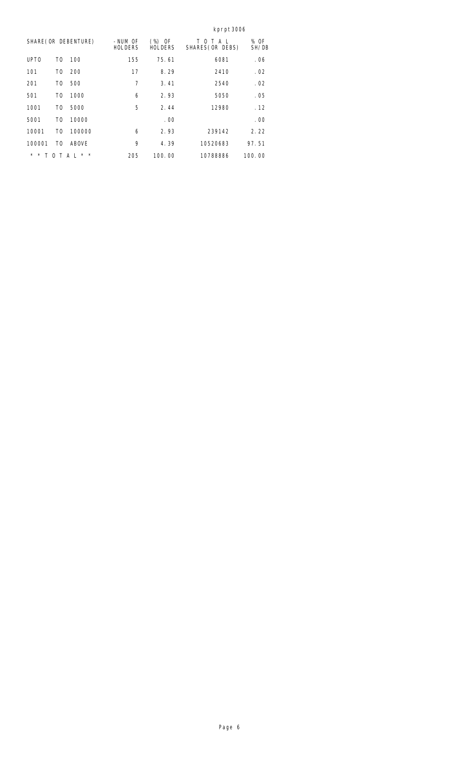kprpt3006

| SHARE(OR DEBENTURE) | | | -NUM OF HOLDERS | (%) OF HOLDERS | T O T A L SHARES(OR DEBS) | % OF SH/DB |
|---|---|---|---|---|---|---|
| UPTO | TO | 100 | 155 | 75.61 | 6081 | .06 |
| 101 | TO | 200 | 17 | 8.29 | 2410 | .02 |
| 201 | TO | 500 | 7 | 3.41 | 2540 | .02 |
| 501 | TO | 1000 | 6 | 2.93 | 5050 | .05 |
| 1001 | TO | 5000 | 5 | 2.44 | 12980 | .12 |
| 5001 | TO | 10000 | | .00 | | .00 |
| 10001 | TO | 100000 | 6 | 2.93 | 239142 | 2.22 |
| 100001 | TO | ABOVE | 9 | 4.39 | 10520683 | 97.51 |
| * * T O T A L * * | | | 205 | 100.00 | 10788886 | 100.00 |